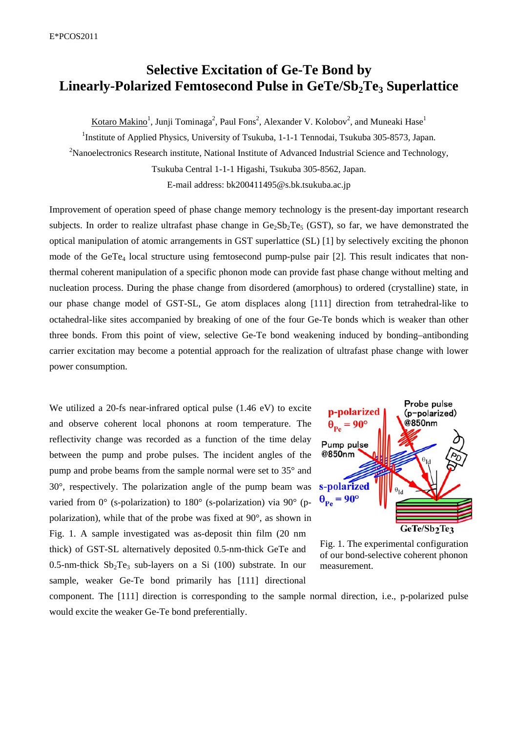# Selective Excitation of Ge-Te Bond by Linearly-Polarized Femtosecond Pulse in GeTe/$Sb_2Te_3$ Superlattice

Kotaro Makino[1], Junji Tominaga[2], Paul Fons[2], Alexander V. Kolobov[2], and Muneaki Hase[1]

[1]Institute of Applied Physics, University of Tsukuba, 1-1-1 Tennodai, Tsukuba 305-8573, Japan.

[2]Nanoelectronics Research institute, National Institute of Advanced Industrial Science and Technology, Tsukuba Central 1-1-1 Higashi, Tsukuba 305-8562, Japan.

E-mail address: bk200411495@s.bk.tsukuba.ac.jp

Improvement of operation speed of phase change memory technology is the present-day important research subjects. In order to realize ultrafast phase change in $Ge_2Sb_2Te_5$ (GST), so far, we have demonstrated the optical manipulation of atomic arrangements in GST superlattice (SL) [1] by selectively exciting the phonon mode of the $GeTe_4$ local structure using femtosecond pump-pulse pair [2]. This result indicates that non-thermal coherent manipulation of a specific phonon mode can provide fast phase change without melting and nucleation process. During the phase change from disordered (amorphous) to ordered (crystalline) state, in our phase change model of GST-SL, Ge atom displaces along [111] direction from tetrahedral-like to octahedral-like sites accompanied by breaking of one of the four Ge-Te bonds which is weaker than other three bonds. From this point of view, selective Ge-Te bond weakening induced by bonding–antibonding carrier excitation may become a potential approach for the realization of ultrafast phase change with lower power consumption.

We utilized a 20-fs near-infrared optical pulse (1.46 eV) to excite and observe coherent local phonons at room temperature. The reflectivity change was recorded as a function of the time delay between the pump and probe pulses. The incident angles of the pump and probe beams from the sample normal were set to 35° and 30°, respectively. The polarization angle of the pump beam was varied from 0° (s-polarization) to 180° (s-polarization) via 90° (p-polarization), while that of the probe was fixed at 90°, as shown in Fig. 1. A sample investigated was as-deposit thin film (20 nm thick) of GST-SL alternatively deposited 0.5-nm-thick GeTe and 0.5-nm-thick $Sb_2Te_3$ sub-layers on a Si (100) substrate. In our sample, weaker Ge-Te bond primarily has [111] directional component. The [111] direction is corresponding to the sample normal direction, i.e., p-polarized pulse would excite the weaker Ge-Te bond preferentially.

Fig. 1. The experimental configuration of our bond-selective coherent phonon measurement.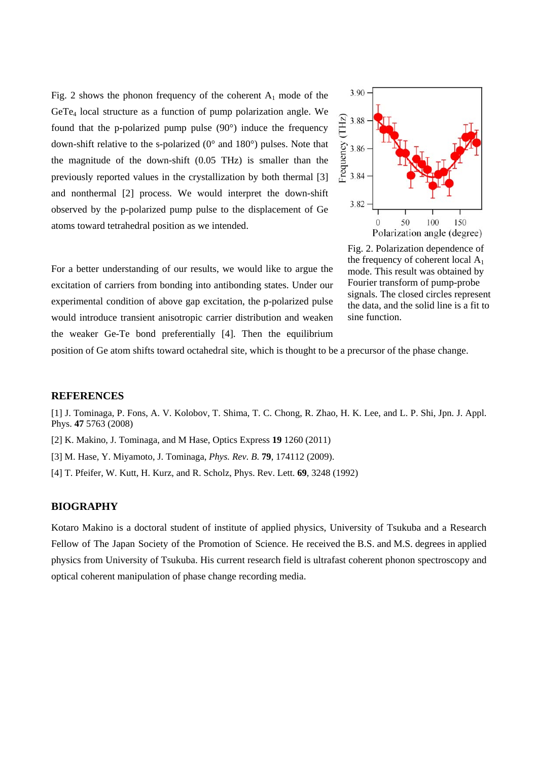Fig. 2 shows the phonon frequency of the coherent $A_1$ mode of the $GeTe_4$ local structure as a function of pump polarization angle. We found that the p-polarized pump pulse (90°) induce the frequency down-shift relative to the s-polarized (0° and 180°) pulses. Note that the magnitude of the down-shift (0.05 THz) is smaller than the previously reported values in the crystallization by both thermal [3] and nonthermal [2] process. We would interpret the down-shift observed by the p-polarized pump pulse to the displacement of Ge atoms toward tetrahedral position as we intended.

3.90
3.88
3.86
3.84
3.82
Frequency (THz)
0
50
100
150
Polarization angle (degree)

Fig. 2. Polarization dependence of the frequency of coherent local $A_1$ mode. This result was obtained by Fourier transform of pump-probe signals. The closed circles represent the data, and the solid line is a fit to sine function.

For a better understanding of our results, we would like to argue the excitation of carriers from bonding into antibonding states. Under our experimental condition of above gap excitation, the p-polarized pulse would introduce transient anisotropic carrier distribution and weaken the weaker Ge-Te bond preferentially [4]. Then the equilibrium position of Ge atom shifts toward octahedral site, which is thought to be a precursor of the phase change.

## REFERENCES

[1] J. Tominaga, P. Fons, A. V. Kolobov, T. Shima, T. C. Chong, R. Zhao, H. K. Lee, and L. P. Shi, Jpn. J. Appl. Phys. **47** 5763 (2008)

[2] K. Makino, J. Tominaga, and M Hase, Optics Express **19** 1260 (2011)

[3] M. Hase, Y. Miyamoto, J. Tominaga, *Phys. Rev. B.* **79**, 174112 (2009).

[4] T. Pfeifer, W. Kutt, H. Kurz, and R. Scholz, Phys. Rev. Lett. **69**, 3248 (1992)

## BIOGRAPHY

Kotaro Makino is a doctoral student of institute of applied physics, University of Tsukuba and a Research Fellow of The Japan Society of the Promotion of Science. He received the B.S. and M.S. degrees in applied physics from University of Tsukuba. His current research field is ultrafast coherent phonon spectroscopy and optical coherent manipulation of phase change recording media.